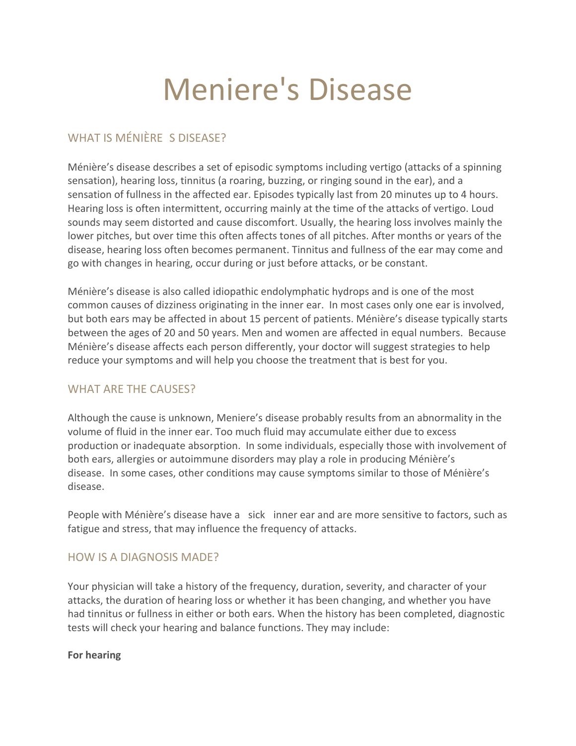# Meniere's Disease

## WHAT IS MÉNIÈRE S DISEASE?

Ménière's disease describes a set of episodic symptoms including vertigo (attacks of a spinning sensation), hearing loss, tinnitus (a roaring, buzzing, or ringing sound in the ear), and a sensation of fullness in the affected ear. Episodes typically last from 20 minutes up to 4 hours. Hearing loss is often intermittent, occurring mainly at the time of the attacks of vertigo. Loud sounds may seem distorted and cause discomfort. Usually, the hearing loss involves mainly the lower pitches, but over time this often affects tones of all pitches. After months or years of the disease, hearing loss often becomes permanent. Tinnitus and fullness of the ear may come and go with changes in hearing, occur during or just before attacks, or be constant.

Ménière's disease is also called idiopathic endolymphatic hydrops and is one of the most common causes of dizziness originating in the inner ear. In most cases only one ear is involved, but both ears may be affected in about 15 percent of patients. Ménière's disease typically starts between the ages of 20 and 50 years. Men and women are affected in equal numbers. Because Ménière's disease affects each person differently, your doctor will suggest strategies to help reduce your symptoms and will help you choose the treatment that is best for you.

## WHAT ARE THE CAUSES?

Although the cause is unknown, Meniere's disease probably results from an abnormality in the volume of fluid in the inner ear. Too much fluid may accumulate either due to excess production or inadequate absorption. In some individuals, especially those with involvement of both ears, allergies or autoimmune disorders may play a role in producing Ménière's disease. In some cases, other conditions may cause symptoms similar to those of Ménière's disease.

People with Ménière's disease have a sick inner ear and are more sensitive to factors, such as fatigue and stress, that may influence the frequency of attacks.

## HOW IS A DIAGNOSIS MADE?

Your physician will take a history of the frequency, duration, severity, and character of your attacks, the duration of hearing loss or whether it has been changing, and whether you have had tinnitus or fullness in either or both ears. When the history has been completed, diagnostic tests will check your hearing and balance functions. They may include:

**For hearing**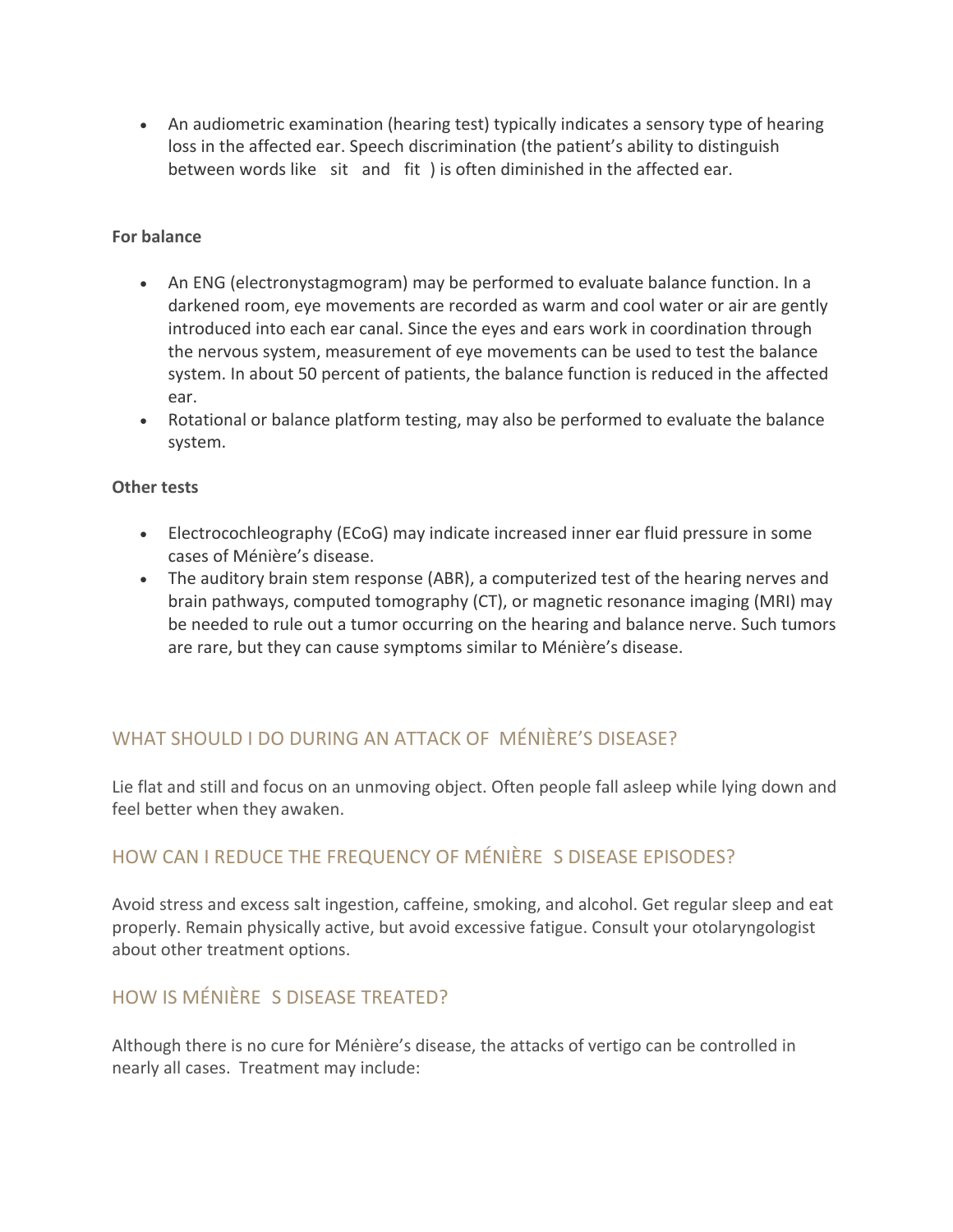- An audiometric examination (hearing test) typically indicates a sensory type of hearing loss in the affected ear. Speech discrimination (the patient's ability to distinguish between words like  sit  and  fit ) is often diminished in the affected ear.

**For balance**

- An ENG (electronystagmogram) may be performed to evaluate balance function. In a darkened room, eye movements are recorded as warm and cool water or air are gently introduced into each ear canal. Since the eyes and ears work in coordination through the nervous system, measurement of eye movements can be used to test the balance system. In about 50 percent of patients, the balance function is reduced in the affected ear.
- Rotational or balance platform testing, may also be performed to evaluate the balance system.

**Other tests**

- Electrocochleography (ECoG) may indicate increased inner ear fluid pressure in some cases of Ménière's disease.
- The auditory brain stem response (ABR), a computerized test of the hearing nerves and brain pathways, computed tomography (CT), or magnetic resonance imaging (MRI) may be needed to rule out a tumor occurring on the hearing and balance nerve. Such tumors are rare, but they can cause symptoms similar to Ménière's disease.

## WHAT SHOULD I DO DURING AN ATTACK OF MÉNIÈRE'S DISEASE?

Lie flat and still and focus on an unmoving object. Often people fall asleep while lying down and feel better when they awaken.

## HOW CAN I REDUCE THE FREQUENCY OF MÉNIÈRE S DISEASE EPISODES?

Avoid stress and excess salt ingestion, caffeine, smoking, and alcohol. Get regular sleep and eat properly. Remain physically active, but avoid excessive fatigue. Consult your otolaryngologist about other treatment options.

## HOW IS MÉNIÈRE S DISEASE TREATED?

Although there is no cure for Ménière's disease, the attacks of vertigo can be controlled in nearly all cases. Treatment may include: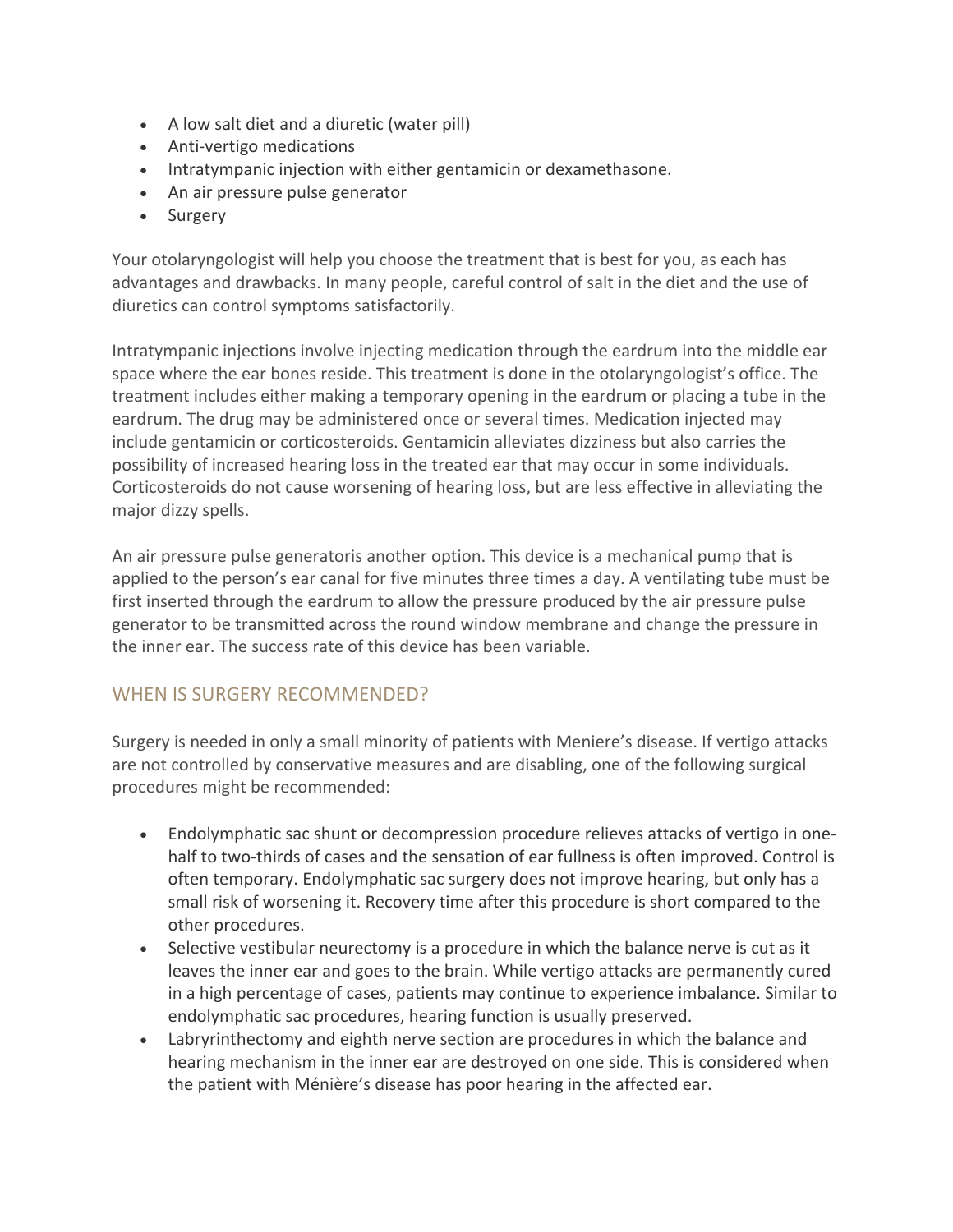- A low salt diet and a diuretic (water pill)
- Anti-vertigo medications
- Intratympanic injection with either gentamicin or dexamethasone.
- An air pressure pulse generator
- Surgery

Your otolaryngologist will help you choose the treatment that is best for you, as each has advantages and drawbacks. In many people, careful control of salt in the diet and the use of diuretics can control symptoms satisfactorily.

Intratympanic injections involve injecting medication through the eardrum into the middle ear space where the ear bones reside. This treatment is done in the otolaryngologist's office. The treatment includes either making a temporary opening in the eardrum or placing a tube in the eardrum. The drug may be administered once or several times. Medication injected may include gentamicin or corticosteroids. Gentamicin alleviates dizziness but also carries the possibility of increased hearing loss in the treated ear that may occur in some individuals. Corticosteroids do not cause worsening of hearing loss, but are less effective in alleviating the major dizzy spells.

An air pressure pulse generatoris another option. This device is a mechanical pump that is applied to the person's ear canal for five minutes three times a day. A ventilating tube must be first inserted through the eardrum to allow the pressure produced by the air pressure pulse generator to be transmitted across the round window membrane and change the pressure in the inner ear. The success rate of this device has been variable.

## WHEN IS SURGERY RECOMMENDED?

Surgery is needed in only a small minority of patients with Meniere's disease. If vertigo attacks are not controlled by conservative measures and are disabling, one of the following surgical procedures might be recommended:

- Endolymphatic sac shunt or decompression procedure relieves attacks of vertigo in one-half to two-thirds of cases and the sensation of ear fullness is often improved. Control is often temporary. Endolymphatic sac surgery does not improve hearing, but only has a small risk of worsening it. Recovery time after this procedure is short compared to the other procedures.
- Selective vestibular neurectomy is a procedure in which the balance nerve is cut as it leaves the inner ear and goes to the brain. While vertigo attacks are permanently cured in a high percentage of cases, patients may continue to experience imbalance. Similar to endolymphatic sac procedures, hearing function is usually preserved.
- Labryrinthectomy and eighth nerve section are procedures in which the balance and hearing mechanism in the inner ear are destroyed on one side. This is considered when the patient with Ménière's disease has poor hearing in the affected ear.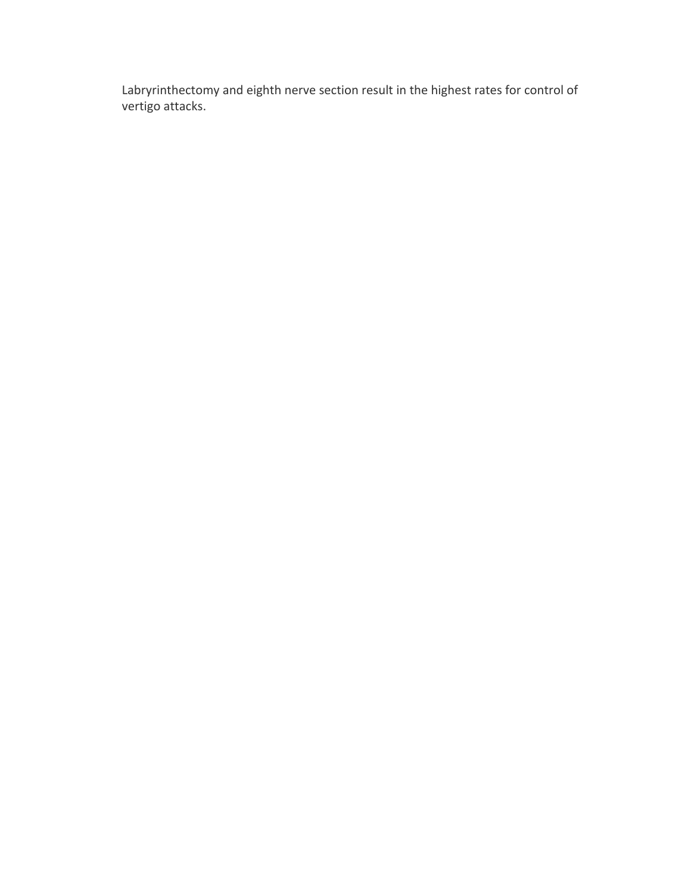Labryrinthectomy and eighth nerve section result in the highest rates for control of vertigo attacks.